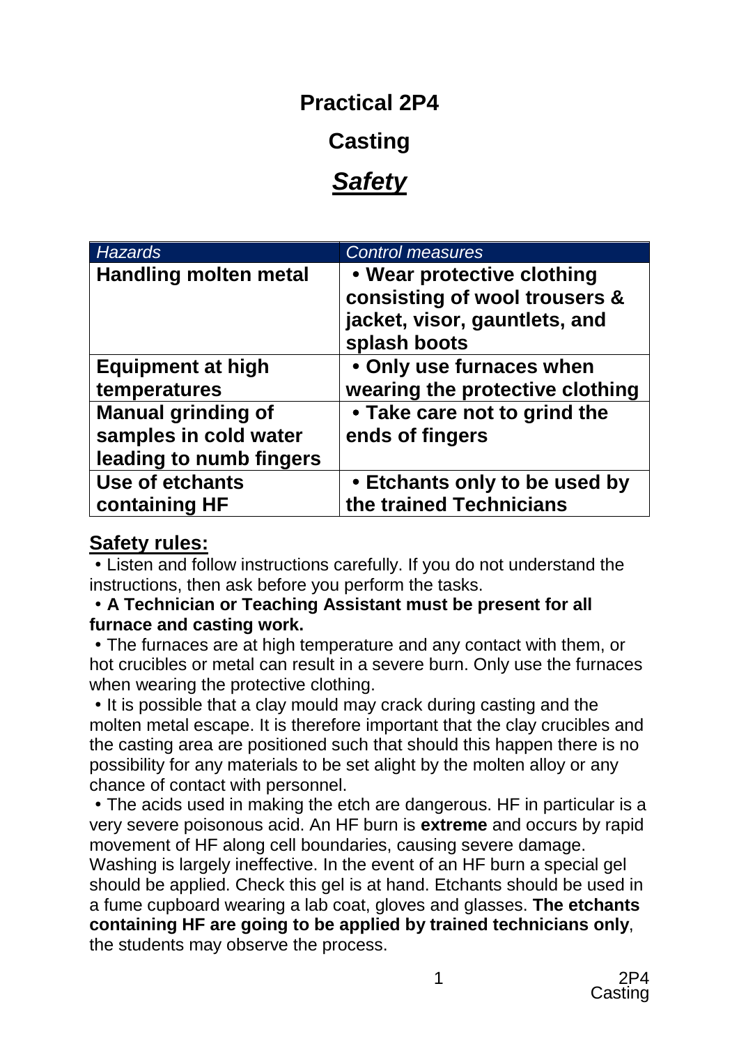# Practical 2P4

# Casting

# ***Safety***

| *Hazards* | *Control measures* |
|---|---|
| **Handling molten metal** | **• Wear protective clothing consisting of wool trousers & jacket, visor, gauntlets, and splash boots** |
| **Equipment at high temperatures** | **• Only use furnaces when wearing the protective clothing** |
| **Manual grinding of samples in cold water leading to numb fingers** | **• Take care not to grind the ends of fingers** |
| **Use of etchants containing HF** | **• Etchants only to be used by the trained Technicians** |

## Safety rules:

- Listen and follow instructions carefully. If you do not understand the instructions, then ask before you perform the tasks.
- **A Technician or Teaching Assistant must be present for all furnace and casting work.**
- The furnaces are at high temperature and any contact with them, or hot crucibles or metal can result in a severe burn. Only use the furnaces when wearing the protective clothing.
- It is possible that a clay mould may crack during casting and the molten metal escape. It is therefore important that the clay crucibles and the casting area are positioned such that should this happen there is no possibility for any materials to be set alight by the molten alloy or any chance of contact with personnel.
- The acids used in making the etch are dangerous. HF in particular is a very severe poisonous acid. An HF burn is **extreme** and occurs by rapid movement of HF along cell boundaries, causing severe damage. Washing is largely ineffective. In the event of an HF burn a special gel should be applied. Check this gel is at hand. Etchants should be used in a fume cupboard wearing a lab coat, gloves and glasses. **The etchants containing HF are going to be applied by trained technicians only**, the students may observe the process.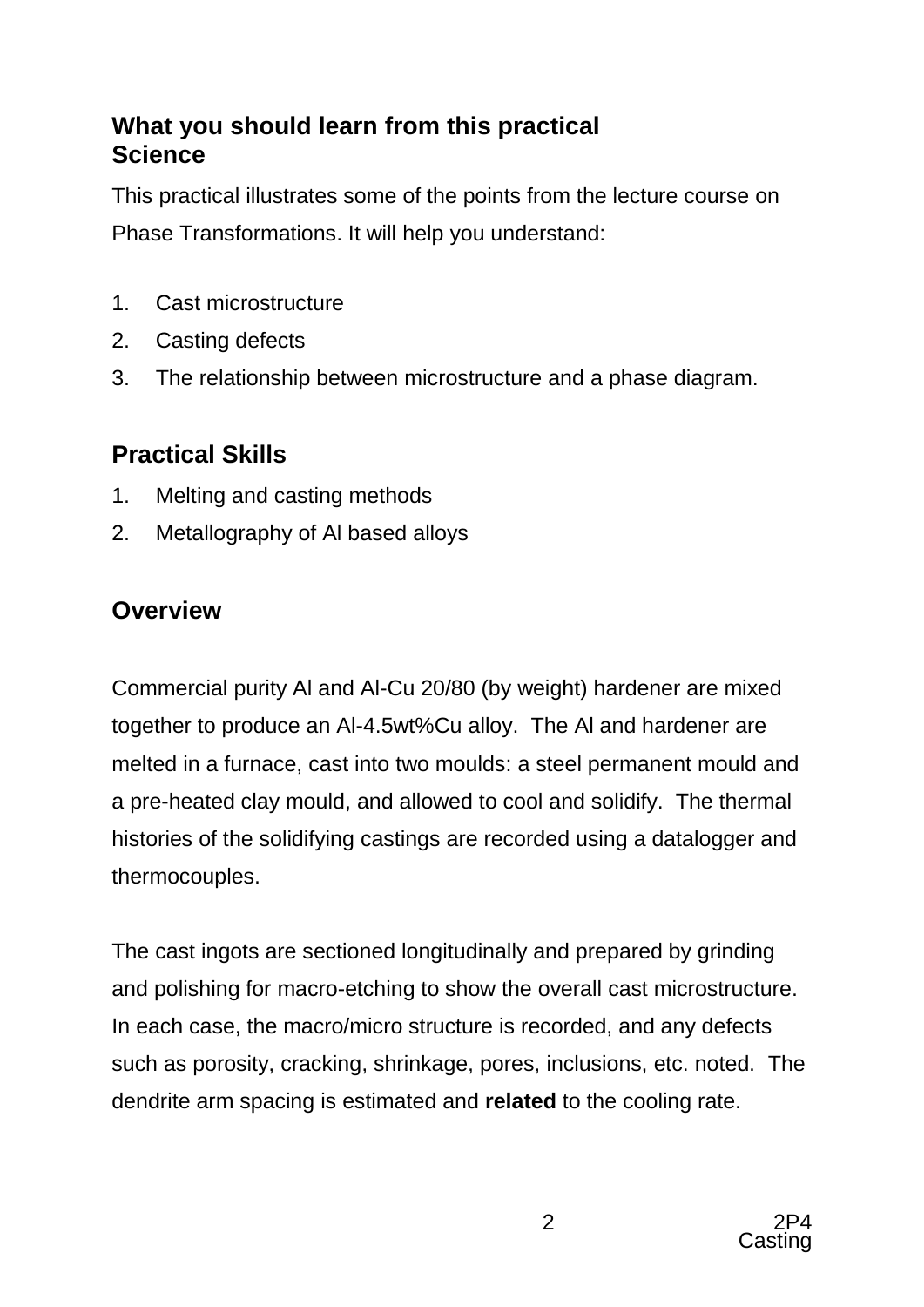## What you should learn from this practical

### Science

This practical illustrates some of the points from the lecture course on Phase Transformations. It will help you understand:

1. Cast microstructure
2. Casting defects
3. The relationship between microstructure and a phase diagram.

## Practical Skills

1. Melting and casting methods
2. Metallography of Al based alloys

## Overview

Commercial purity Al and Al-Cu 20/80 (by weight) hardener are mixed together to produce an Al-4.5wt%Cu alloy. The Al and hardener are melted in a furnace, cast into two moulds: a steel permanent mould and a pre-heated clay mould, and allowed to cool and solidify. The thermal histories of the solidifying castings are recorded using a datalogger and thermocouples.

The cast ingots are sectioned longitudinally and prepared by grinding and polishing for macro-etching to show the overall cast microstructure. In each case, the macro/micro structure is recorded, and any defects such as porosity, cracking, shrinkage, pores, inclusions, etc. noted. The dendrite arm spacing is estimated and **related** to the cooling rate.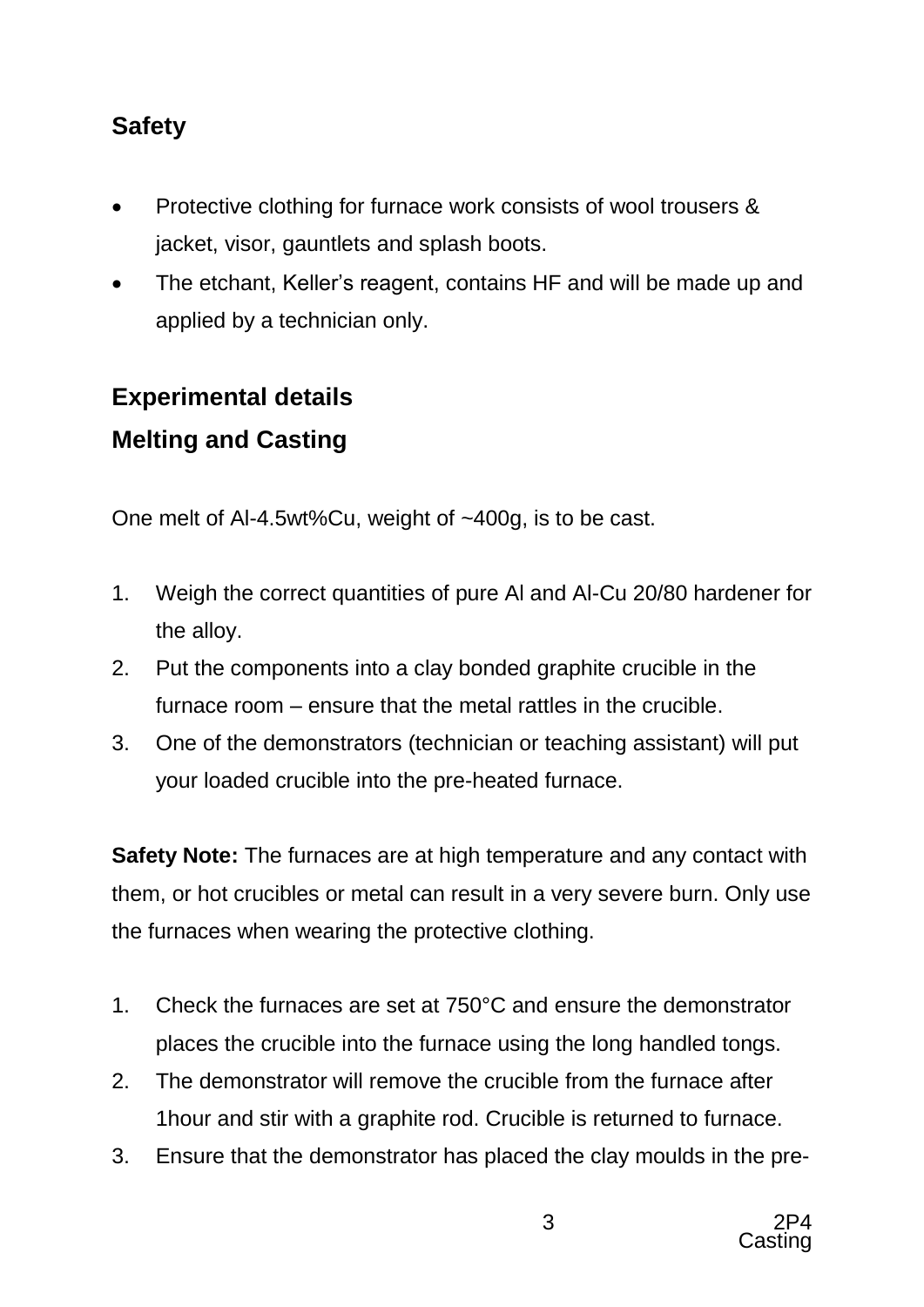## Safety

- Protective clothing for furnace work consists of wool trousers & jacket, visor, gauntlets and splash boots.
- The etchant, Keller's reagent, contains HF and will be made up and applied by a technician only.

## Experimental details

## Melting and Casting

One melt of Al-4.5wt%Cu, weight of ~400g, is to be cast.

1. Weigh the correct quantities of pure Al and Al-Cu 20/80 hardener for the alloy.
2. Put the components into a clay bonded graphite crucible in the furnace room – ensure that the metal rattles in the crucible.
3. One of the demonstrators (technician or teaching assistant) will put your loaded crucible into the pre-heated furnace.

**Safety Note:** The furnaces are at high temperature and any contact with them, or hot crucibles or metal can result in a very severe burn. Only use the furnaces when wearing the protective clothing.

1. Check the furnaces are set at 750°C and ensure the demonstrator places the crucible into the furnace using the long handled tongs.
2. The demonstrator will remove the crucible from the furnace after 1hour and stir with a graphite rod. Crucible is returned to furnace.
3. Ensure that the demonstrator has placed the clay moulds in the pre-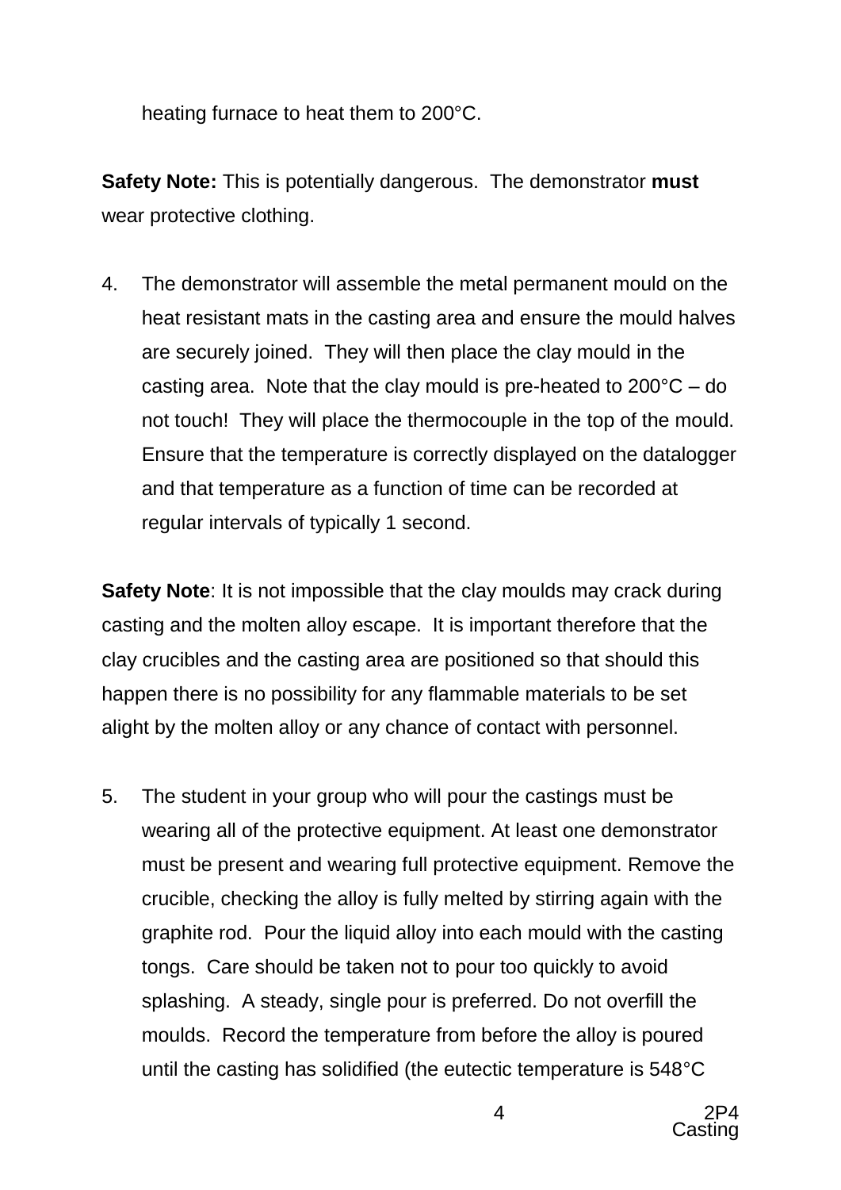heating furnace to heat them to 200°C.

**Safety Note:** This is potentially dangerous. The demonstrator **must** wear protective clothing.

4. The demonstrator will assemble the metal permanent mould on the heat resistant mats in the casting area and ensure the mould halves are securely joined. They will then place the clay mould in the casting area. Note that the clay mould is pre-heated to 200°C – do not touch! They will place the thermocouple in the top of the mould. Ensure that the temperature is correctly displayed on the datalogger and that temperature as a function of time can be recorded at regular intervals of typically 1 second.

**Safety Note**: It is not impossible that the clay moulds may crack during casting and the molten alloy escape. It is important therefore that the clay crucibles and the casting area are positioned so that should this happen there is no possibility for any flammable materials to be set alight by the molten alloy or any chance of contact with personnel.

5. The student in your group who will pour the castings must be wearing all of the protective equipment. At least one demonstrator must be present and wearing full protective equipment. Remove the crucible, checking the alloy is fully melted by stirring again with the graphite rod. Pour the liquid alloy into each mould with the casting tongs. Care should be taken not to pour too quickly to avoid splashing. A steady, single pour is preferred. Do not overfill the moulds. Record the temperature from before the alloy is poured until the casting has solidified (the eutectic temperature is 548°C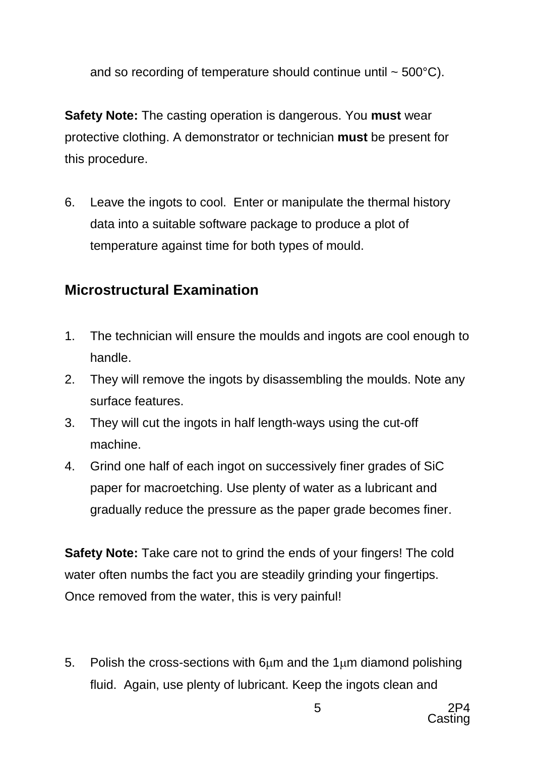and so recording of temperature should continue until ~ 500°C).

**Safety Note:** The casting operation is dangerous. You **must** wear protective clothing. A demonstrator or technician **must** be present for this procedure.

6. Leave the ingots to cool. Enter or manipulate the thermal history data into a suitable software package to produce a plot of temperature against time for both types of mould.

## Microstructural Examination

1. The technician will ensure the moulds and ingots are cool enough to handle.
2. They will remove the ingots by disassembling the moulds. Note any surface features.
3. They will cut the ingots in half length-ways using the cut-off machine.
4. Grind one half of each ingot on successively finer grades of SiC paper for macroetching. Use plenty of water as a lubricant and gradually reduce the pressure as the paper grade becomes finer.

**Safety Note:** Take care not to grind the ends of your fingers! The cold water often numbs the fact you are steadily grinding your fingertips. Once removed from the water, this is very painful!

5. Polish the cross-sections with 6μm and the 1μm diamond polishing fluid. Again, use plenty of lubricant. Keep the ingots clean and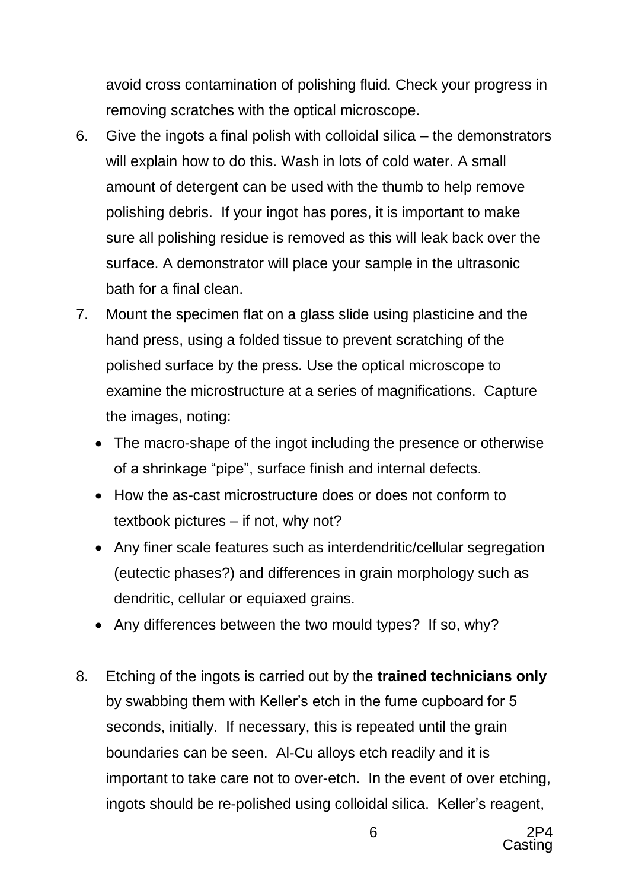avoid cross contamination of polishing fluid. Check your progress in removing scratches with the optical microscope.

6. Give the ingots a final polish with colloidal silica – the demonstrators will explain how to do this. Wash in lots of cold water. A small amount of detergent can be used with the thumb to help remove polishing debris. If your ingot has pores, it is important to make sure all polishing residue is removed as this will leak back over the surface. A demonstrator will place your sample in the ultrasonic bath for a final clean.

7. Mount the specimen flat on a glass slide using plasticine and the hand press, using a folded tissue to prevent scratching of the polished surface by the press. Use the optical microscope to examine the microstructure at a series of magnifications. Capture the images, noting:
   - The macro-shape of the ingot including the presence or otherwise of a shrinkage "pipe", surface finish and internal defects.
   - How the as-cast microstructure does or does not conform to textbook pictures – if not, why not?
   - Any finer scale features such as interdendritic/cellular segregation (eutectic phases?) and differences in grain morphology such as dendritic, cellular or equiaxed grains.
   - Any differences between the two mould types? If so, why?

8. Etching of the ingots is carried out by the **trained technicians only** by swabbing them with Keller's etch in the fume cupboard for 5 seconds, initially. If necessary, this is repeated until the grain boundaries can be seen. Al-Cu alloys etch readily and it is important to take care not to over-etch. In the event of over etching, ingots should be re-polished using colloidal silica. Keller's reagent,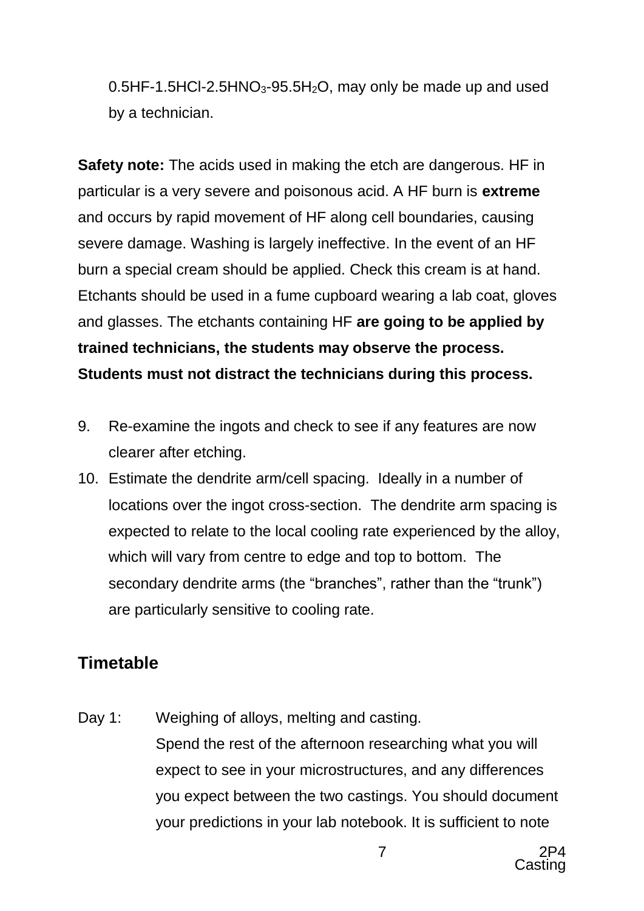0.5HF-1.5HCl-2.5$HNO_3$-95.5$H_2O$, may only be made up and used by a technician.

**Safety note:** The acids used in making the etch are dangerous. HF in particular is a very severe and poisonous acid. A HF burn is **extreme** and occurs by rapid movement of HF along cell boundaries, causing severe damage. Washing is largely ineffective. In the event of an HF burn a special cream should be applied. Check this cream is at hand. Etchants should be used in a fume cupboard wearing a lab coat, gloves and glasses. The etchants containing HF **are going to be applied by trained technicians, the students may observe the process. Students must not distract the technicians during this process.**

9. Re-examine the ingots and check to see if any features are now clearer after etching.
10. Estimate the dendrite arm/cell spacing. Ideally in a number of locations over the ingot cross-section. The dendrite arm spacing is expected to relate to the local cooling rate experienced by the alloy, which will vary from centre to edge and top to bottom. The secondary dendrite arms (the "branches", rather than the "trunk") are particularly sensitive to cooling rate.

## Timetable

Day 1: Weighing of alloys, melting and casting.
Spend the rest of the afternoon researching what you will expect to see in your microstructures, and any differences you expect between the two castings. You should document your predictions in your lab notebook. It is sufficient to note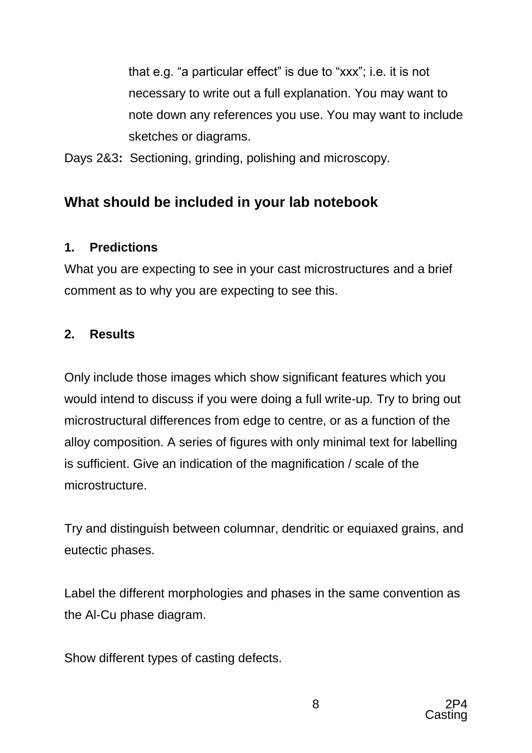that e.g. “a particular effect” is due to “xxx”; i.e. it is not necessary to write out a full explanation. You may want to note down any references you use. You may want to include sketches or diagrams.

Days 2&3**:** Sectioning, grinding, polishing and microscopy.

## What should be included in your lab notebook

### 1. Predictions

What you are expecting to see in your cast microstructures and a brief comment as to why you are expecting to see this.

### 2. Results

Only include those images which show significant features which you would intend to discuss if you were doing a full write-up. Try to bring out microstructural differences from edge to centre, or as a function of the alloy composition. A series of figures with only minimal text for labelling is sufficient. Give an indication of the magnification / scale of the microstructure.

Try and distinguish between columnar, dendritic or equiaxed grains, and eutectic phases.

Label the different morphologies and phases in the same convention as the Al-Cu phase diagram.

Show different types of casting defects.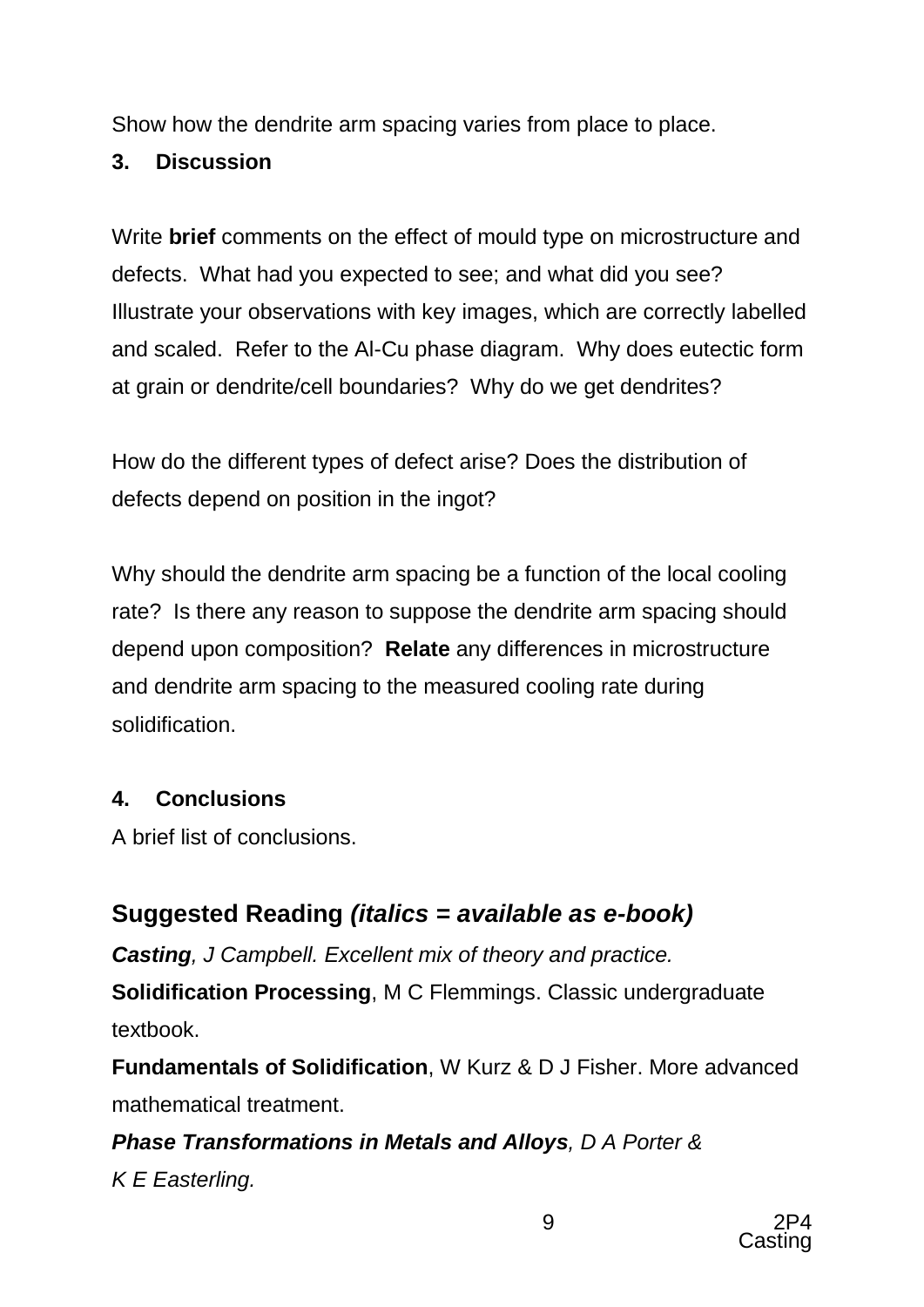Show how the dendrite arm spacing varies from place to place.

## 3. Discussion

Write **brief** comments on the effect of mould type on microstructure and defects. What had you expected to see; and what did you see? Illustrate your observations with key images, which are correctly labelled and scaled. Refer to the Al-Cu phase diagram. Why does eutectic form at grain or dendrite/cell boundaries? Why do we get dendrites?

How do the different types of defect arise? Does the distribution of defects depend on position in the ingot?

Why should the dendrite arm spacing be a function of the local cooling rate? Is there any reason to suppose the dendrite arm spacing should depend upon composition? **Relate** any differences in microstructure and dendrite arm spacing to the measured cooling rate during solidification.

## 4. Conclusions

A brief list of conclusions.

## Suggested Reading *(italics = available as e-book)*

***Casting**, J Campbell. Excellent mix of theory and practice.*

**Solidification Processing**, M C Flemmings. Classic undergraduate textbook.

**Fundamentals of Solidification**, W Kurz & D J Fisher. More advanced mathematical treatment.

***Phase Transformations in Metals and Alloys**, D A Porter & K E Easterling.*